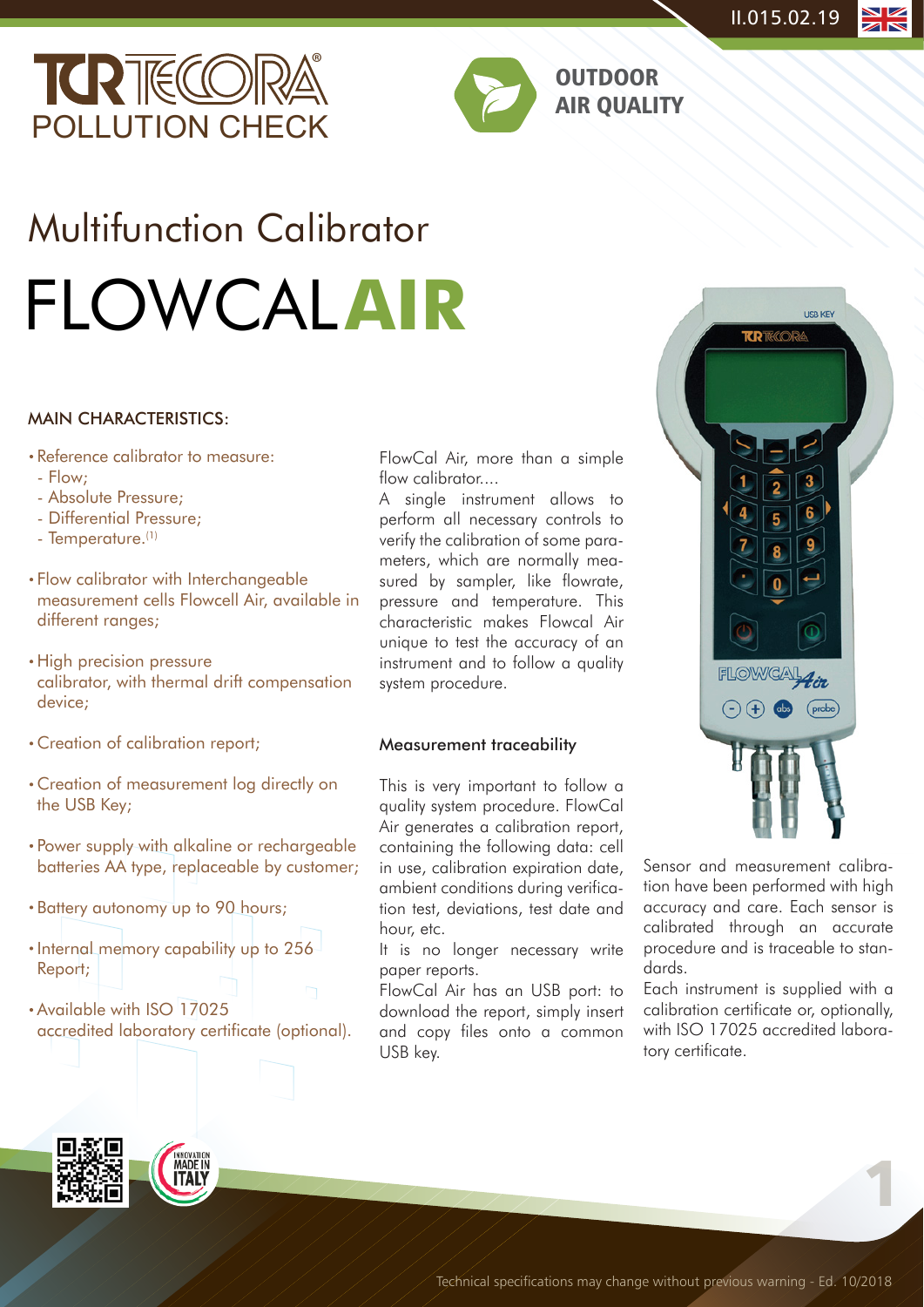TCR TECORA POLLUTION CHECK

**OUTDOOR AIR QUALITY**

# Multifunction Calibrator

# FLOWCAL**AIR**

## MAIN CHARACTERISTICS:

- Reference calibrator to measure:
  - Flow;
  - Absolute Pressure;
  - Differential Pressure;
  - Temperature.[1]
- Flow calibrator with Interchangeable measurement cells Flowcell Air, available in different ranges;
- High precision pressure calibrator, with thermal drift compensation device;
- Creation of calibration report;
- Creation of measurement log directly on the USB Key;
- Power supply with alkaline or rechargeable batteries AA type, replaceable by customer;
- Battery autonomy up to 90 hours;
- Internal memory capability up to 256 Report;
- Available with ISO 17025 accredited laboratory certificate (optional).

FlowCal Air, more than a simple flow calibrator....

A single instrument allows to perform all necessary controls to verify the calibration of some parameters, which are normally measured by sampler, like flowrate, pressure and temperature. This characteristic makes Flowcal Air unique to test the accuracy of an instrument and to follow a quality system procedure.

### Measurement traceability

This is very important to follow a quality system procedure. FlowCal Air generates a calibration report, containing the following data: cell in use, calibration expiration date, ambient conditions during verification test, deviations, test date and hour, etc.

It is no longer necessary write paper reports.

FlowCal Air has an USB port: to download the report, simply insert and copy files onto a common USB key.

Sensor and measurement calibration have been performed with high accuracy and care. Each sensor is calibrated through an accurate procedure and is traceable to standards.

Each instrument is supplied with a calibration certificate or, optionally, with ISO 17025 accredited laboratory certificate.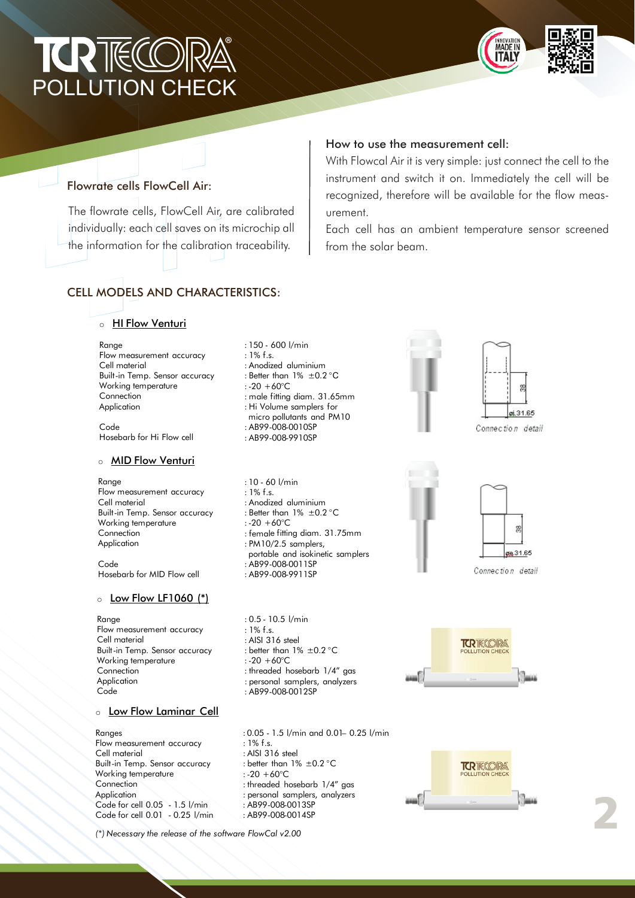# TCR TECORA
POLLUTION CHECK

## Flowrate cells FlowCell Air:

The flowrate cells, FlowCell Air, are calibrated individually: each cell saves on its microchip all the information for the calibration traceability.

## How to use the measurement cell:

With Flowcal Air it is very simple: just connect the cell to the instrument and switch it on. Immediately the cell will be recognized, therefore will be available for the flow measurement.

Each cell has an ambient temperature sensor screened from the solar beam.

## CELL MODELS AND CHARACTERISTICS:

### HI Flow Venturi

| | |
|---|---|
| Range | : 150 - 600 l/min |
| Flow measurement accuracy | : 1% f.s. |
| Cell material | : Anodized aluminium |
| Built-in Temp. Sensor accuracy | : Better than 1% ±0.2 °C |
| Working temperature | : -20 +60°C |
| Connection | : male fitting diam. 31.65mm |
| Application | : Hi Volume samplers for micro pollutants and PM10 |
| Code | : AB99-008-0010SP |
| Hosebarb for Hi Flow cell | : AB99-008-9910SP |

38
ø1.31.65
Connection detail

### MID Flow Venturi

| | |
|---|---|
| Range | : 10 - 60 l/min |
| Flow measurement accuracy | : 1% f.s. |
| Cell material | : Anodized aluminium |
| Built-in Temp. Sensor accuracy | : Better than 1% ±0.2 °C |
| Working temperature | : -20 +60°C |
| Connection | : female fitting diam. 31.75mm |
| Application | : PM10/2.5 samplers, portable and isokinetic samplers |
| Code | : AB99-008-0011SP |
| Hosebarb for MID Flow cell | : AB99-008-9911SP |

38
øe 31.65
Connection detail

### Low Flow LF1060 (*)

| | |
|---|---|
| Range | : 0.5 - 10.5 l/min |
| Flow measurement accuracy | : 1% f.s. |
| Cell material | : AISI 316 steel |
| Built-in Temp. Sensor accuracy | : better than 1% ±0.2 °C |
| Working temperature | : -20 +60°C |
| Connection | : threaded hosebarb 1/4" gas |
| Application | : personal samplers, analyzers |
| Code | : AB99-008-0012SP |

### Low Flow Laminar Cell

| | |
|---|---|
| Ranges | : 0.05 - 1.5 l/min and 0.01– 0.25 l/min |
| Flow measurement accuracy | : 1% f.s. |
| Cell material | : AISI 316 steel |
| Built-in Temp. Sensor accuracy | : better than 1% ±0.2 °C |
| Working temperature | : -20 +60°C |
| Connection | : threaded hosebarb 1/4" gas |
| Application | : personal samplers, analyzers |
| Code for cell 0.05 - 1.5 l/min | : AB99-008-0013SP |
| Code for cell 0.01 - 0.25 l/min | : AB99-008-0014SP |

*(*) Necessary the release of the software FlowCal v2.00*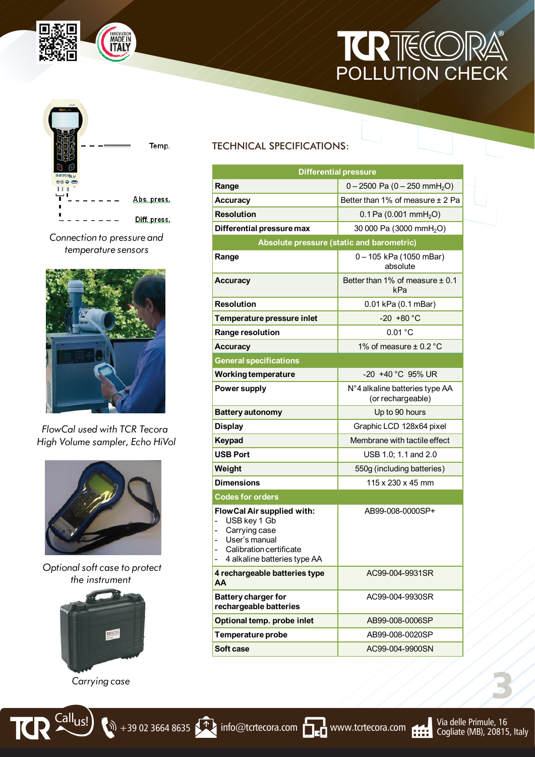# TCR TECORA POLLUTION CHECK

Temp.

Abs. press.

Diff. press.

*Connection to pressure and temperature sensors*

*FlowCal used with TCR Tecora High Volume sampler, Echo HiVol*

*Optional soft case to protect the instrument*

*Carrying case*

## TECHNICAL SPECIFICATIONS:

| | |
|---|---|
| **Differential pressure** | |
| **Range** | 0 – 2500 Pa (0 – 250 $mmH_2O$) |
| **Accuracy** | Better than 1% of measure ± 2 Pa |
| **Resolution** | 0.1 Pa (0.001 $mmH_2O$) |
| **Differential pressure max** | 30 000 Pa (3000 $mmH_2O$) |
| **Absolute pressure (static and barometric)** | |
| **Range** | 0 – 105 kPa (1050 mBar) absolute |
| **Accuracy** | Better than 1% of measure ± 0.1 kPa |
| **Resolution** | 0.01 kPa (0.1 mBar) |
| **Temperature pressure inlet** | -20 +80 °C |
| **Range resolution** | 0.01 °C |
| **Accuracy** | 1% of measure ± 0.2 °C |
| **General specifications** | |
| **Working temperature** | -20 +40 °C 95% UR |
| **Power supply** | N°4 alkaline batteries type AA (or rechargeable) |
| **Battery autonomy** | Up to 90 hours |
| **Display** | Graphic LCD 128x64 pixel |
| **Keypad** | Membrane with tactile effect |
| **USB Port** | USB 1.0; 1.1 and 2.0 |
| **Weight** | 550g (including batteries) |
| **Dimensions** | 115 x 230 x 45 mm |
| **Codes for orders** | |
| **FlowCal Air supplied with:** <br>- USB key 1 Gb <br>- Carrying case <br>- User's manual <br>- Calibration certificate <br>- 4 alkaline batteries type AA | AB99-008-0000SP+ |
| **4 rechargeable batteries type AA** | AC99-004-9931SR |
| **Battery charger for rechargeable batteries** | AC99-004-9930SR |
| **Optional temp. probe inlet** | AB99-008-0006SP |
| **Temperature probe** | AB99-008-0020SP |
| **Soft case** | AC99-004-9900SN |

TCR Call us! +39 02 3664 8635 info@tcrtecora.com www.tcrtecora.com Via delle Primule, 16 Cogliate (MB), 20815, Italy